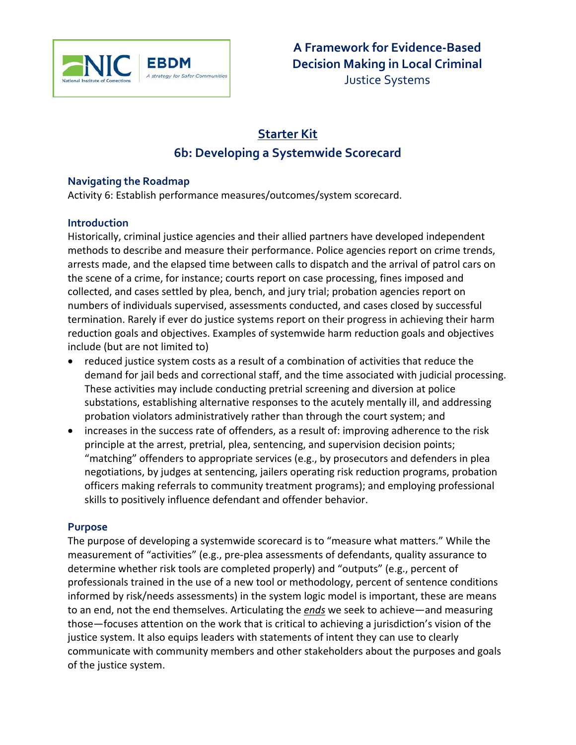NIC National Institute of Corrections | EBDM A strategy for Safer Communities

**A Framework for Evidence-Based Decision Making in Local Criminal** Justice Systems

# Starter Kit

## 6b: Developing a Systemwide Scorecard

### Navigating the Roadmap

Activity 6: Establish performance measures/outcomes/system scorecard.

### Introduction

Historically, criminal justice agencies and their allied partners have developed independent methods to describe and measure their performance. Police agencies report on crime trends, arrests made, and the elapsed time between calls to dispatch and the arrival of patrol cars on the scene of a crime, for instance; courts report on case processing, fines imposed and collected, and cases settled by plea, bench, and jury trial; probation agencies report on numbers of individuals supervised, assessments conducted, and cases closed by successful termination. Rarely if ever do justice systems report on their progress in achieving their harm reduction goals and objectives. Examples of systemwide harm reduction goals and objectives include (but are not limited to)

- reduced justice system costs as a result of a combination of activities that reduce the demand for jail beds and correctional staff, and the time associated with judicial processing. These activities may include conducting pretrial screening and diversion at police substations, establishing alternative responses to the acutely mentally ill, and addressing probation violators administratively rather than through the court system; and
- increases in the success rate of offenders, as a result of: improving adherence to the risk principle at the arrest, pretrial, plea, sentencing, and supervision decision points; "matching" offenders to appropriate services (e.g., by prosecutors and defenders in plea negotiations, by judges at sentencing, jailers operating risk reduction programs, probation officers making referrals to community treatment programs); and employing professional skills to positively influence defendant and offender behavior.

### Purpose

The purpose of developing a systemwide scorecard is to "measure what matters." While the measurement of "activities" (e.g., pre-plea assessments of defendants, quality assurance to determine whether risk tools are completed properly) and "outputs" (e.g., percent of professionals trained in the use of a new tool or methodology, percent of sentence conditions informed by risk/needs assessments) in the system logic model is important, these are means to an end, not the end themselves. Articulating the ***ends*** we seek to achieve—and measuring those—focuses attention on the work that is critical to achieving a jurisdiction's vision of the justice system. It also equips leaders with statements of intent they can use to clearly communicate with community members and other stakeholders about the purposes and goals of the justice system.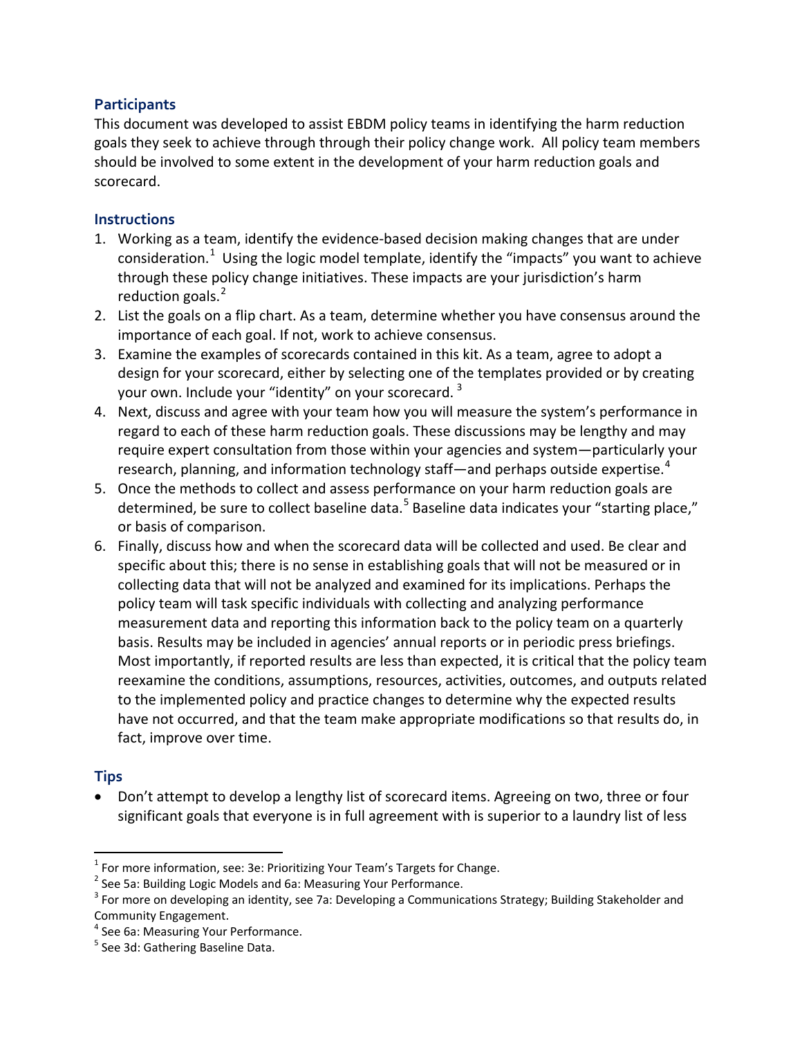## Participants

This document was developed to assist EBDM policy teams in identifying the harm reduction goals they seek to achieve through through their policy change work. All policy team members should be involved to some extent in the development of your harm reduction goals and scorecard.

## Instructions

1. Working as a team, identify the evidence-based decision making changes that are under consideration.[1] Using the logic model template, identify the "impacts" you want to achieve through these policy change initiatives. These impacts are your jurisdiction's harm reduction goals.[2]
2. List the goals on a flip chart. As a team, determine whether you have consensus around the importance of each goal. If not, work to achieve consensus.
3. Examine the examples of scorecards contained in this kit. As a team, agree to adopt a design for your scorecard, either by selecting one of the templates provided or by creating your own. Include your "identity" on your scorecard.[3]
4. Next, discuss and agree with your team how you will measure the system's performance in regard to each of these harm reduction goals. These discussions may be lengthy and may require expert consultation from those within your agencies and system—particularly your research, planning, and information technology staff—and perhaps outside expertise.[4]
5. Once the methods to collect and assess performance on your harm reduction goals are determined, be sure to collect baseline data.[5] Baseline data indicates your "starting place," or basis of comparison.
6. Finally, discuss how and when the scorecard data will be collected and used. Be clear and specific about this; there is no sense in establishing goals that will not be measured or in collecting data that will not be analyzed and examined for its implications. Perhaps the policy team will task specific individuals with collecting and analyzing performance measurement data and reporting this information back to the policy team on a quarterly basis. Results may be included in agencies' annual reports or in periodic press briefings. Most importantly, if reported results are less than expected, it is critical that the policy team reexamine the conditions, assumptions, resources, activities, outcomes, and outputs related to the implemented policy and practice changes to determine why the expected results have not occurred, and that the team make appropriate modifications so that results do, in fact, improve over time.

## Tips

- Don't attempt to develop a lengthy list of scorecard items. Agreeing on two, three or four significant goals that everyone is in full agreement with is superior to a laundry list of less

---

[1] For more information, see: 3e: Prioritizing Your Team's Targets for Change.

[2] See 5a: Building Logic Models and 6a: Measuring Your Performance.

[3] For more on developing an identity, see 7a: Developing a Communications Strategy; Building Stakeholder and Community Engagement.

[4] See 6a: Measuring Your Performance.

[5] See 3d: Gathering Baseline Data.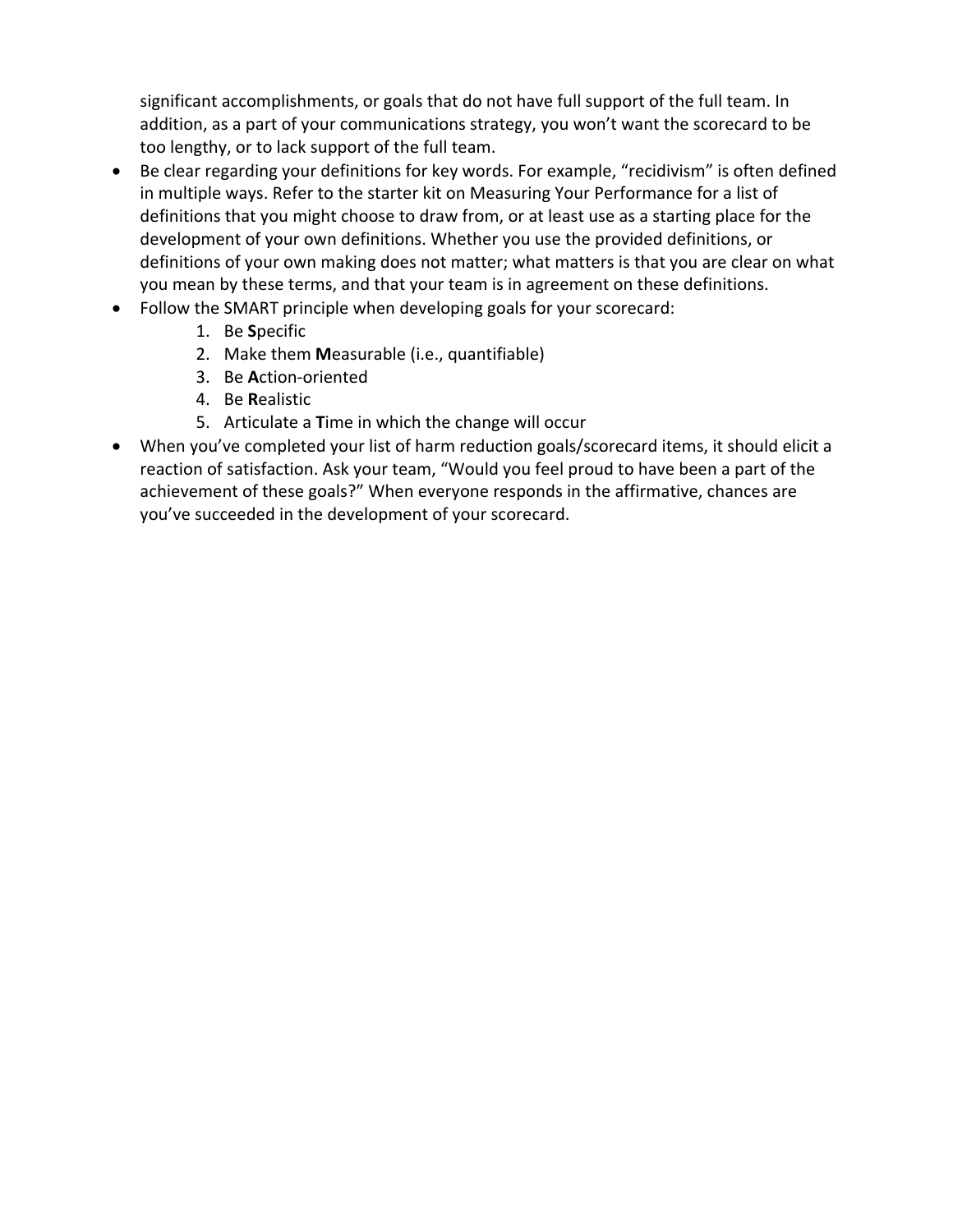significant accomplishments, or goals that do not have full support of the full team. In addition, as a part of your communications strategy, you won't want the scorecard to be too lengthy, or to lack support of the full team.

- Be clear regarding your definitions for key words. For example, "recidivism" is often defined in multiple ways. Refer to the starter kit on Measuring Your Performance for a list of definitions that you might choose to draw from, or at least use as a starting place for the development of your own definitions. Whether you use the provided definitions, or definitions of your own making does not matter; what matters is that you are clear on what you mean by these terms, and that your team is in agreement on these definitions.
- Follow the SMART principle when developing goals for your scorecard:
    1. Be **S**pecific
    2. Make them **M**easurable (i.e., quantifiable)
    3. Be **A**ction-oriented
    4. Be **R**ealistic
    5. Articulate a **T**ime in which the change will occur
- When you've completed your list of harm reduction goals/scorecard items, it should elicit a reaction of satisfaction. Ask your team, "Would you feel proud to have been a part of the achievement of these goals?" When everyone responds in the affirmative, chances are you've succeeded in the development of your scorecard.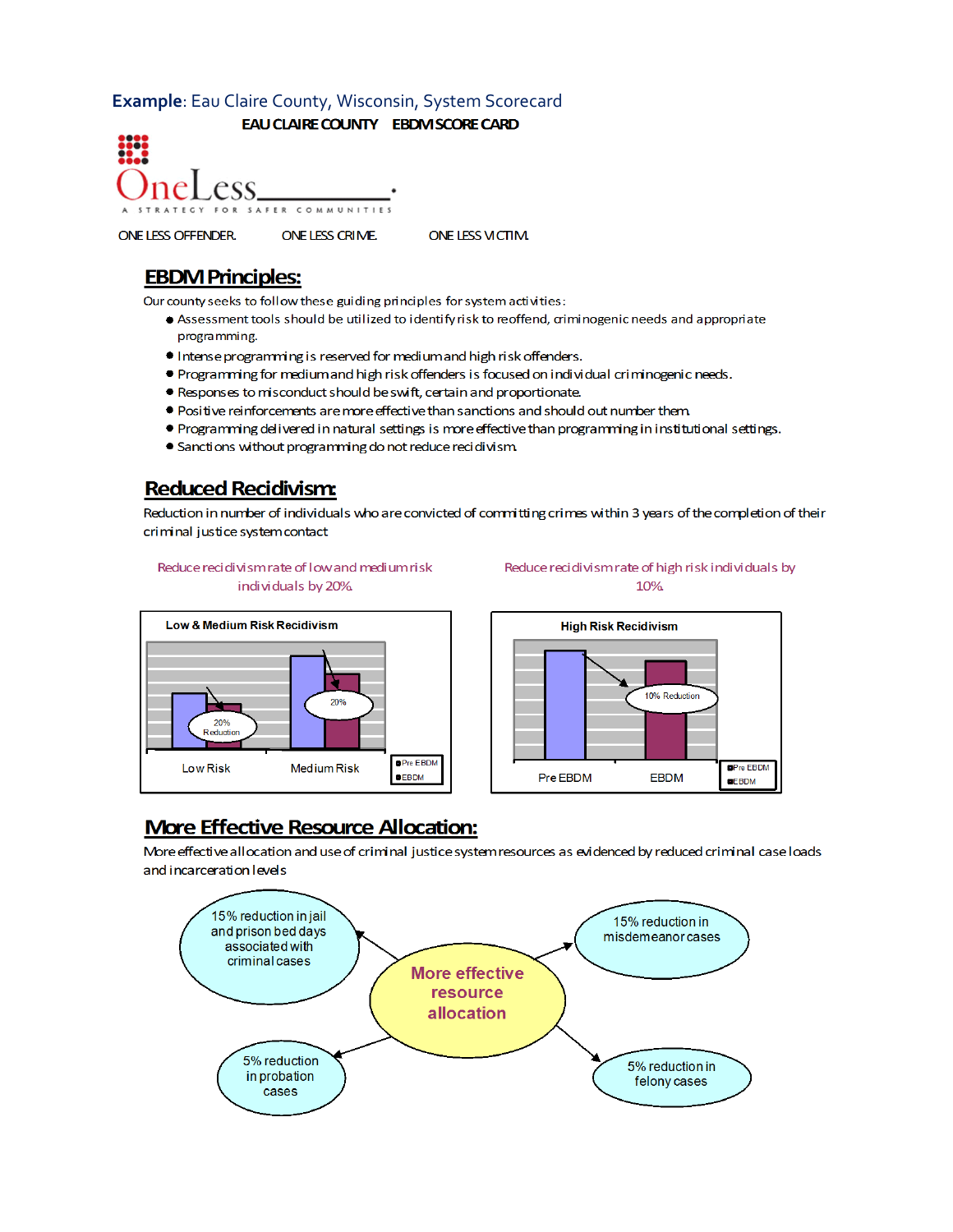**Example**: Eau Claire County, Wisconsin, System Scorecard

EAU CLAIRE COUNTY EBDM SCORE CARD

OneLess

A STRATEGY FOR SAFER COMMUNITIES

ONE LESS OFFENDER. ONE LESS CRIME. ONE LESS VICTIM.

## EBDM Principles:

Our county seeks to follow these guiding principles for system activities:

- Assessment tools should be utilized to identify risk to reoffend, criminogenic needs and appropriate programming.
- Intense programming is reserved for medium and high risk offenders.
- Programming for medium and high risk offenders is focused on individual criminogenic needs.
- Responses to misconduct should be swift, certain and proportionate.
- Positive reinforcements are more effective than sanctions and should out number them.
- Programming delivered in natural settings is more effective than programming in institutional settings.
- Sanctions without programming do not reduce recidivism.

## Reduced Recidivism:

Reduction in number of individuals who are convicted of committing crimes within 3 years of the completion of their criminal justice system contact

Reduce recidivism rate of low and medium risk individuals by 20%.

Reduce recidivism rate of high risk individuals by 10%.

**Low & Medium Risk Recidivism**

Low Risk: 20% Reduction
Medium Risk: 20%

Pre EBDM / EBDM

**High Risk Recidivism**

Pre EBDM / EBDM: 10% Reduction

## More Effective Resource Allocation:

More effective allocation and use of criminal justice system resources as evidenced by reduced criminal case loads and incarceration levels

More effective resource allocation:

- 15% reduction in jail and prison bed days associated with criminal cases
- 15% reduction in misdemeanor cases
- 5% reduction in probation cases
- 5% reduction in felony cases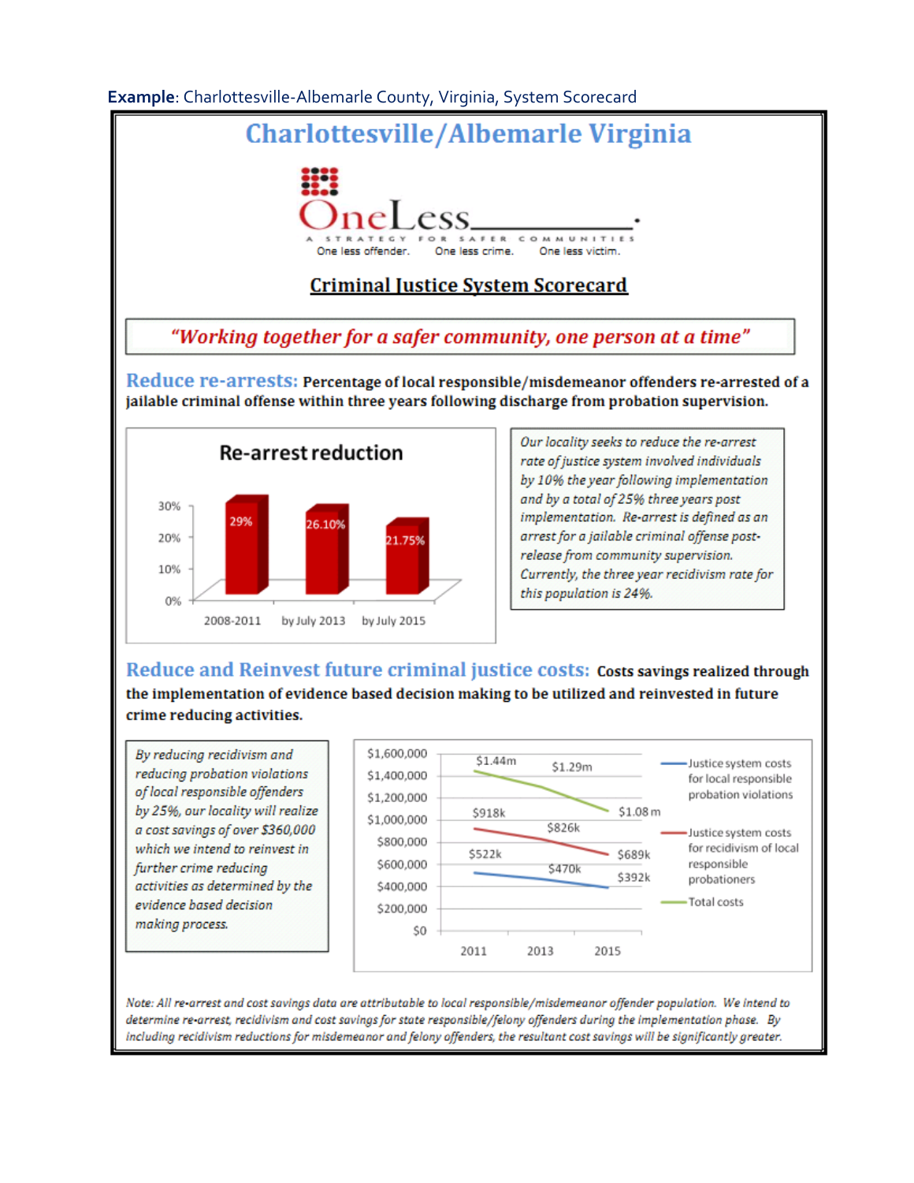**Example**: Charlottesville-Albemarle County, Virginia, System Scorecard

# Charlottesville/Albemarle Virginia

OneLess\_\_\_\_\_\_\_\_\_\_.

A STRATEGY FOR SAFER COMMUNITIES

One less offender. One less crime. One less victim.

## Criminal Justice System Scorecard

***"Working together for a safer community, one person at a time"***

**Reduce re-arrests:** **Percentage of local responsible/misdemeanor offenders re-arrested of a jailable criminal offense within three years following discharge from probation supervision.**

**Re-arrest reduction**

| Period | Re-arrest rate |
|---|---|
| 2008-2011 | 29% |
| by July 2013 | 26.10% |
| by July 2015 | 21.75% |

*Our locality seeks to reduce the re-arrest rate of justice system involved individuals by 10% the year following implementation and by a total of 25% three years post implementation. Re-arrest is defined as an arrest for a jailable criminal offense post-release from community supervision. Currently, the three year recidivism rate for this population is 24%.*

**Reduce and Reinvest future criminal justice costs:** **Costs savings realized through the implementation of evidence based decision making to be utilized and reinvested in future crime reducing activities.**

*By reducing recidivism and reducing probation violations of local responsible offenders by 25%, our locality will realize a cost savings of over $360,000 which we intend to reinvest in further crime reducing activities as determined by the evidence based decision making process.*

| | 2011 | 2013 | 2015 |
|---|---|---|---|
| Justice system costs for local responsible probation violations | $522k | $470k | $392k |
| Justice system costs for recidivism of local responsible probationers | $918k | $826k | $689k |
| Total costs | $1.44m | $1.29m | $1.08 m |

*Note: All re-arrest and cost savings data are attributable to local responsible/misdemeanor offender population. We intend to determine re-arrest, recidivism and cost savings for state responsible/felony offenders during the implementation phase. By including recidivism reductions for misdemeanor and felony offenders, the resultant cost savings will be significantly greater.*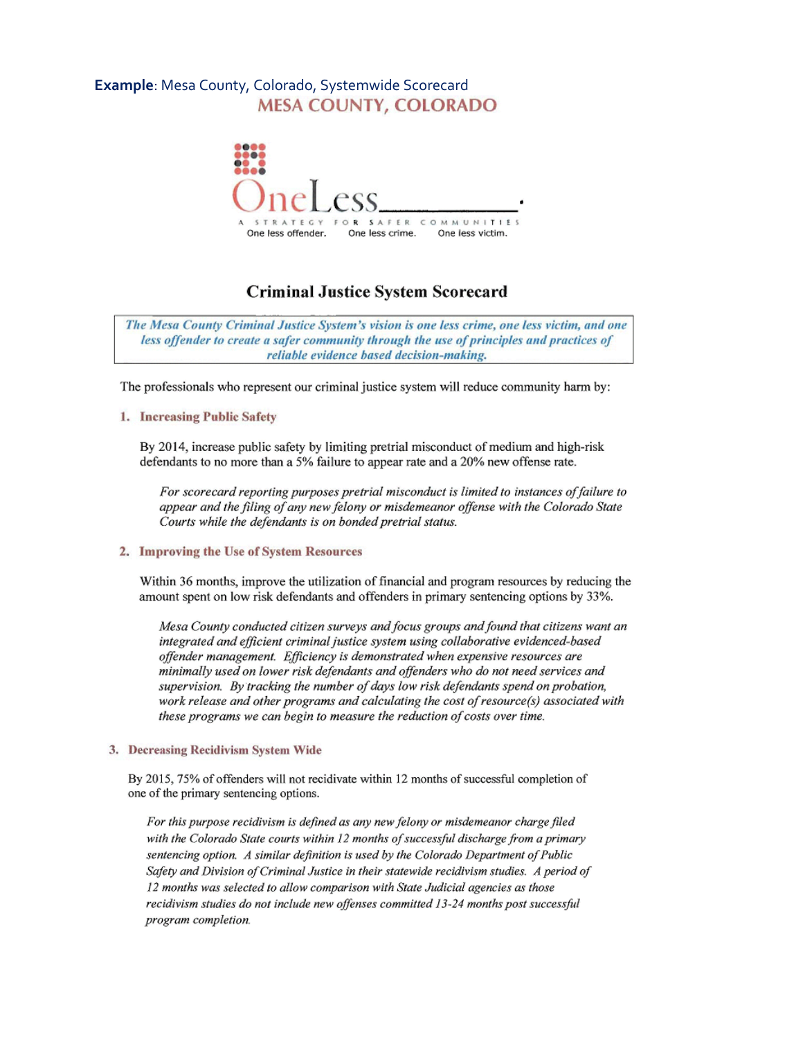**Example**: Mesa County, Colorado, Systemwide Scorecard

MESA COUNTY, COLORADO

OneLess_________.

A STRATEGY FOR SAFER COMMUNITIES

One less offender. One less crime. One less victim.

## Criminal Justice System Scorecard

*The Mesa County Criminal Justice System's vision is one less crime, one less victim, and one less offender to create a safer community through the use of principles and practices of reliable evidence based decision-making.*

The professionals who represent our criminal justice system will reduce community harm by:

1. **Increasing Public Safety**

   By 2014, increase public safety by limiting pretrial misconduct of medium and high-risk defendants to no more than a 5% failure to appear rate and a 20% new offense rate.

   *For scorecard reporting purposes pretrial misconduct is limited to instances of failure to appear and the filing of any new felony or misdemeanor offense with the Colorado State Courts while the defendants is on bonded pretrial status.*

2. **Improving the Use of System Resources**

   Within 36 months, improve the utilization of financial and program resources by reducing the amount spent on low risk defendants and offenders in primary sentencing options by 33%.

   *Mesa County conducted citizen surveys and focus groups and found that citizens want an integrated and efficient criminal justice system using collaborative evidenced-based offender management. Efficiency is demonstrated when expensive resources are minimally used on lower risk defendants and offenders who do not need services and supervision. By tracking the number of days low risk defendants spend on probation, work release and other programs and calculating the cost of resource(s) associated with these programs we can begin to measure the reduction of costs over time.*

3. **Decreasing Recidivism System Wide**

   By 2015, 75% of offenders will not recidivate within 12 months of successful completion of one of the primary sentencing options.

   *For this purpose recidivism is defined as any new felony or misdemeanor charge filed with the Colorado State courts within 12 months of successful discharge from a primary sentencing option. A similar definition is used by the Colorado Department of Public Safety and Division of Criminal Justice in their statewide recidivism studies. A period of 12 months was selected to allow comparison with State Judicial agencies as those recidivism studies do not include new offenses committed 13-24 months post successful program completion.*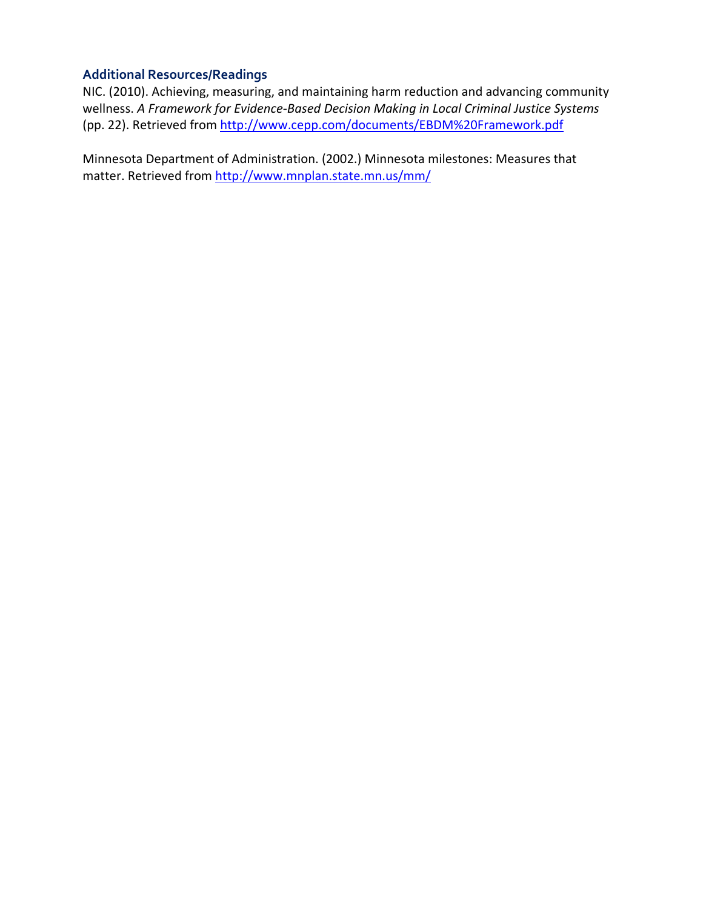### Additional Resources/Readings

NIC. (2010). Achieving, measuring, and maintaining harm reduction and advancing community wellness. *A Framework for Evidence-Based Decision Making in Local Criminal Justice Systems* (pp. 22). Retrieved from [http://www.cepp.com/documents/EBDM%20Framework.pdf](http://www.cepp.com/documents/EBDM%20Framework.pdf)

Minnesota Department of Administration. (2002.) Minnesota milestones: Measures that matter. Retrieved from [http://www.mnplan.state.mn.us/mm/](http://www.mnplan.state.mn.us/mm/)